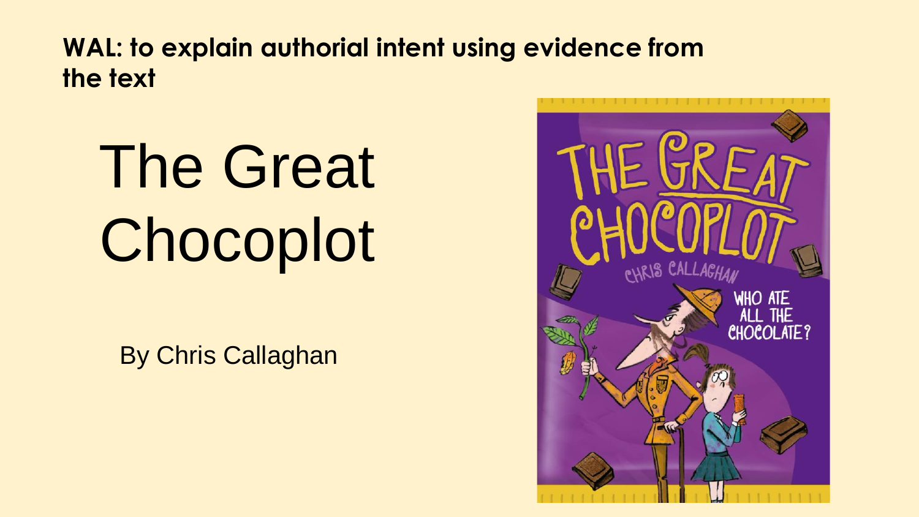**WAL: to explain authorial intent using evidence from the text**

# The Great Chocoplot

By Chris Callaghan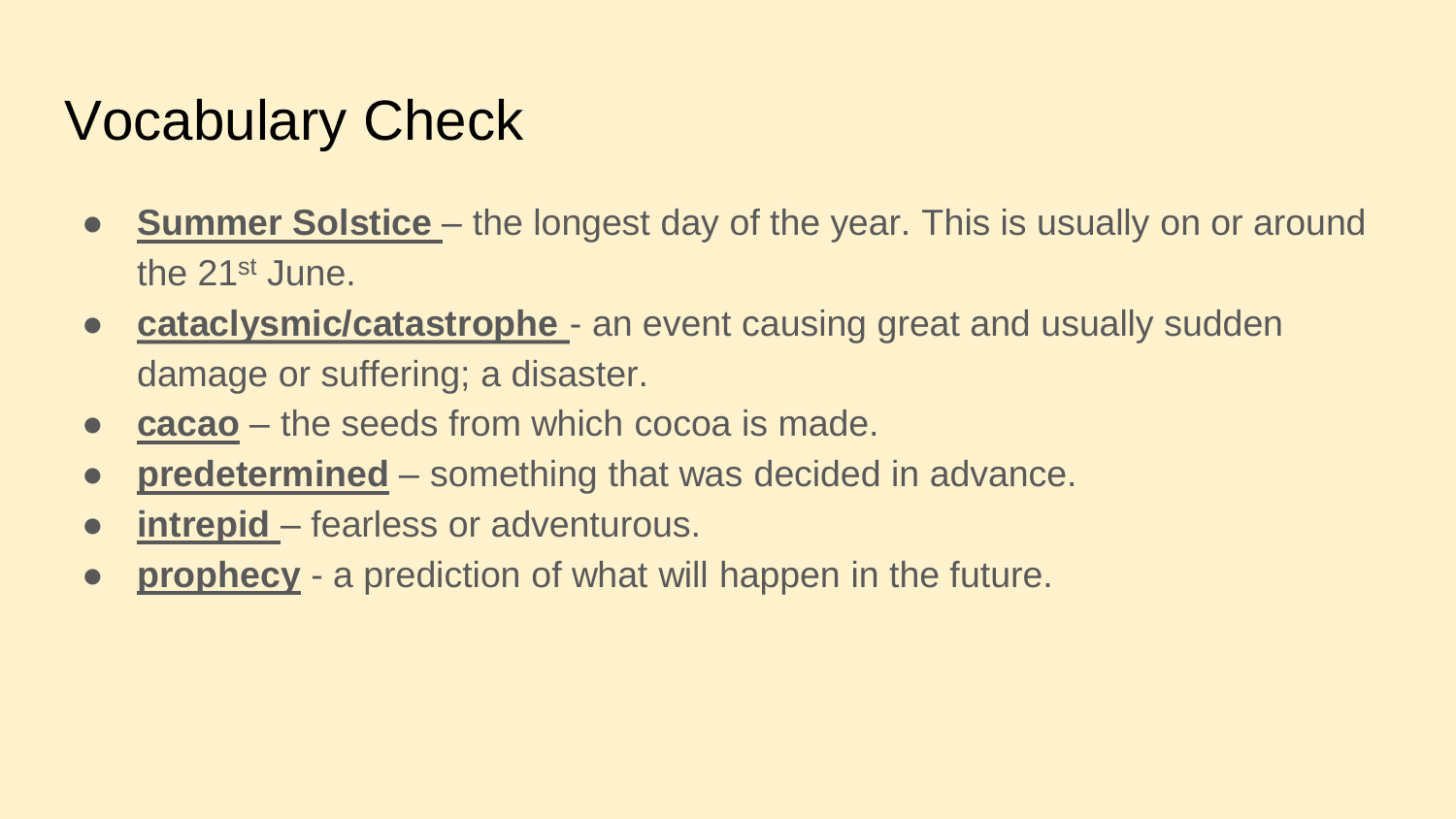# Vocabulary Check

- **Summer Solstice** – the longest day of the year. This is usually on or around the 21st June.
- **cataclysmic/catastrophe** - an event causing great and usually sudden damage or suffering; a disaster.
- **cacao** – the seeds from which cocoa is made.
- **predetermined** – something that was decided in advance.
- **intrepid** – fearless or adventurous.
- **prophecy** - a prediction of what will happen in the future.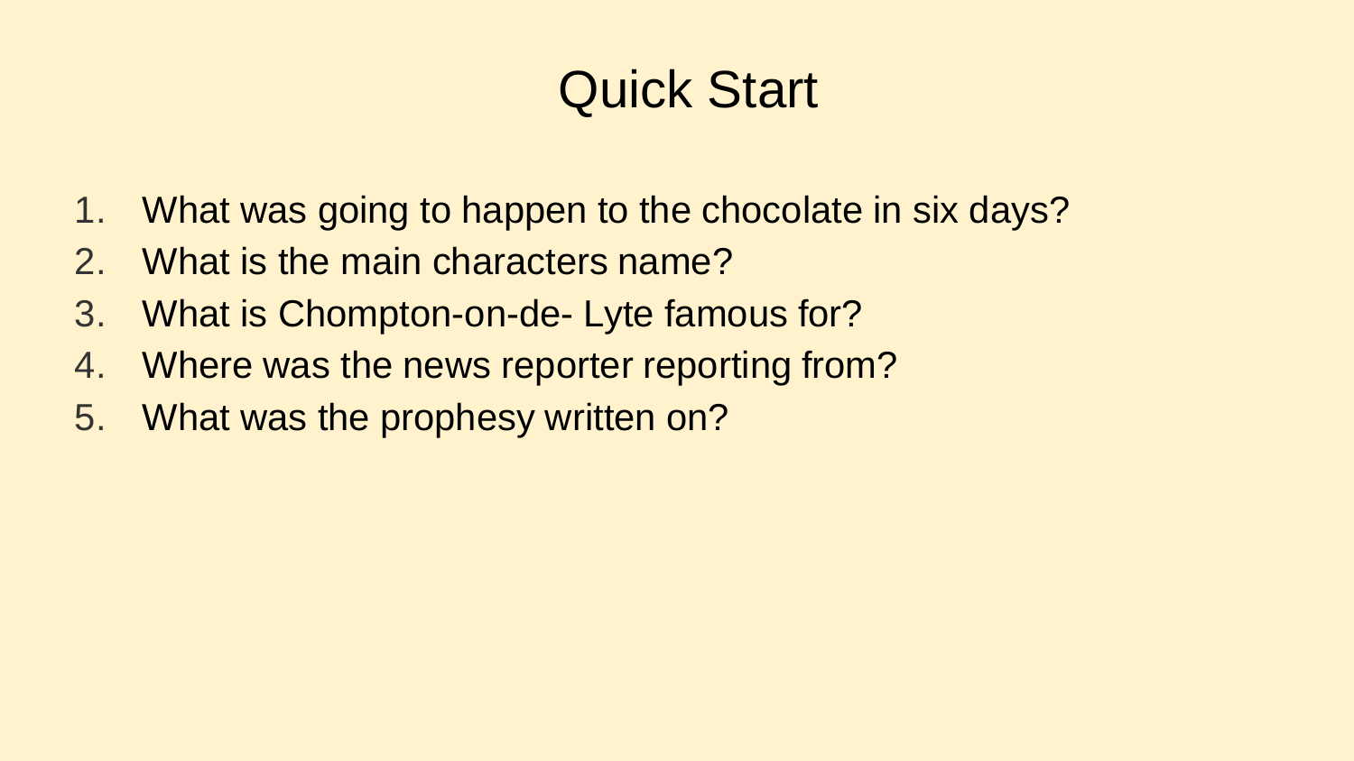# Quick Start

1. What was going to happen to the chocolate in six days?
2. What is the main characters name?
3. What is Chompton-on-de- Lyte famous for?
4. Where was the news reporter reporting from?
5. What was the prophesy written on?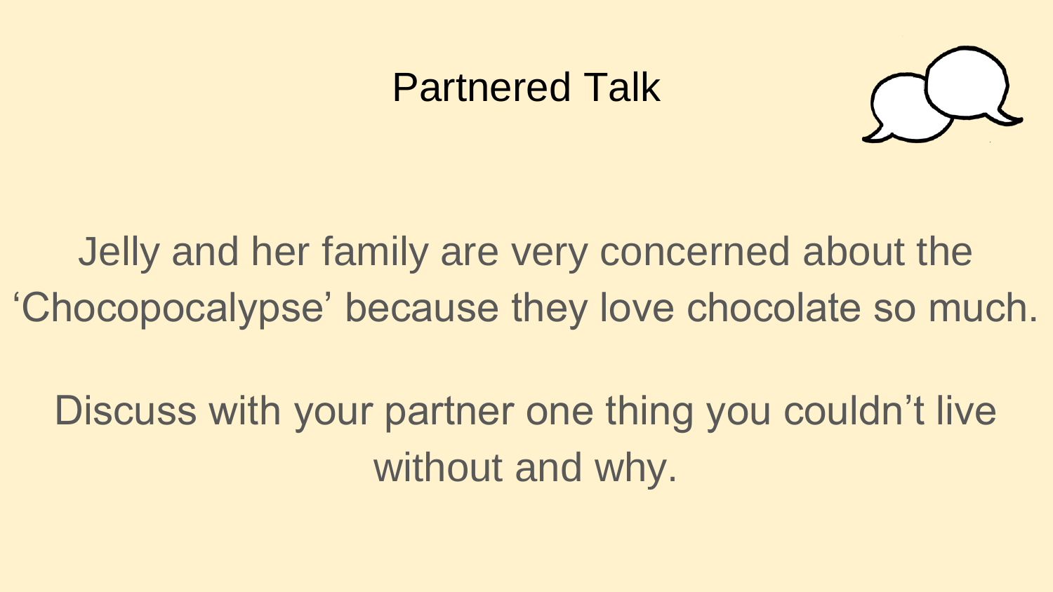# Partnered Talk

Jelly and her family are very concerned about the 'Chocopocalypse' because they love chocolate so much.

Discuss with your partner one thing you couldn't live without and why.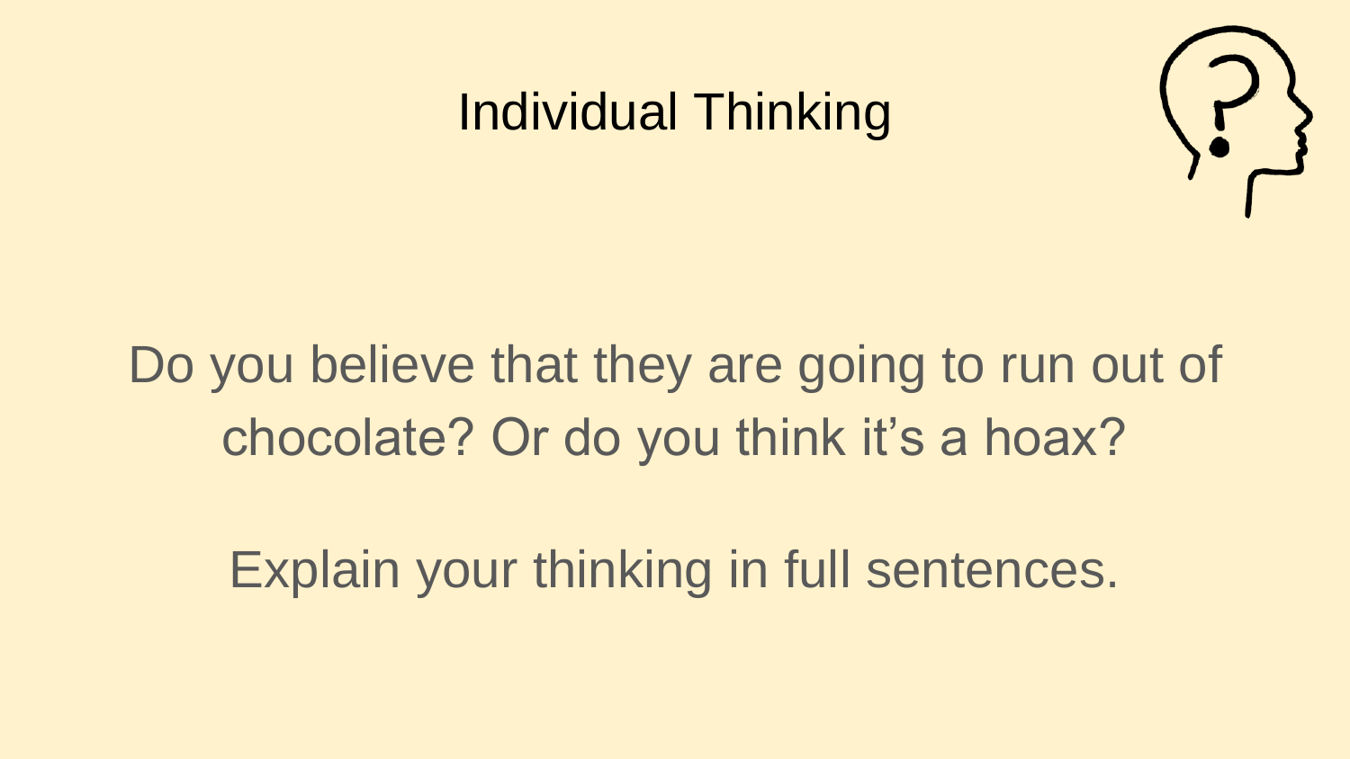# Individual Thinking

Do you believe that they are going to run out of chocolate? Or do you think it's a hoax?

Explain your thinking in full sentences.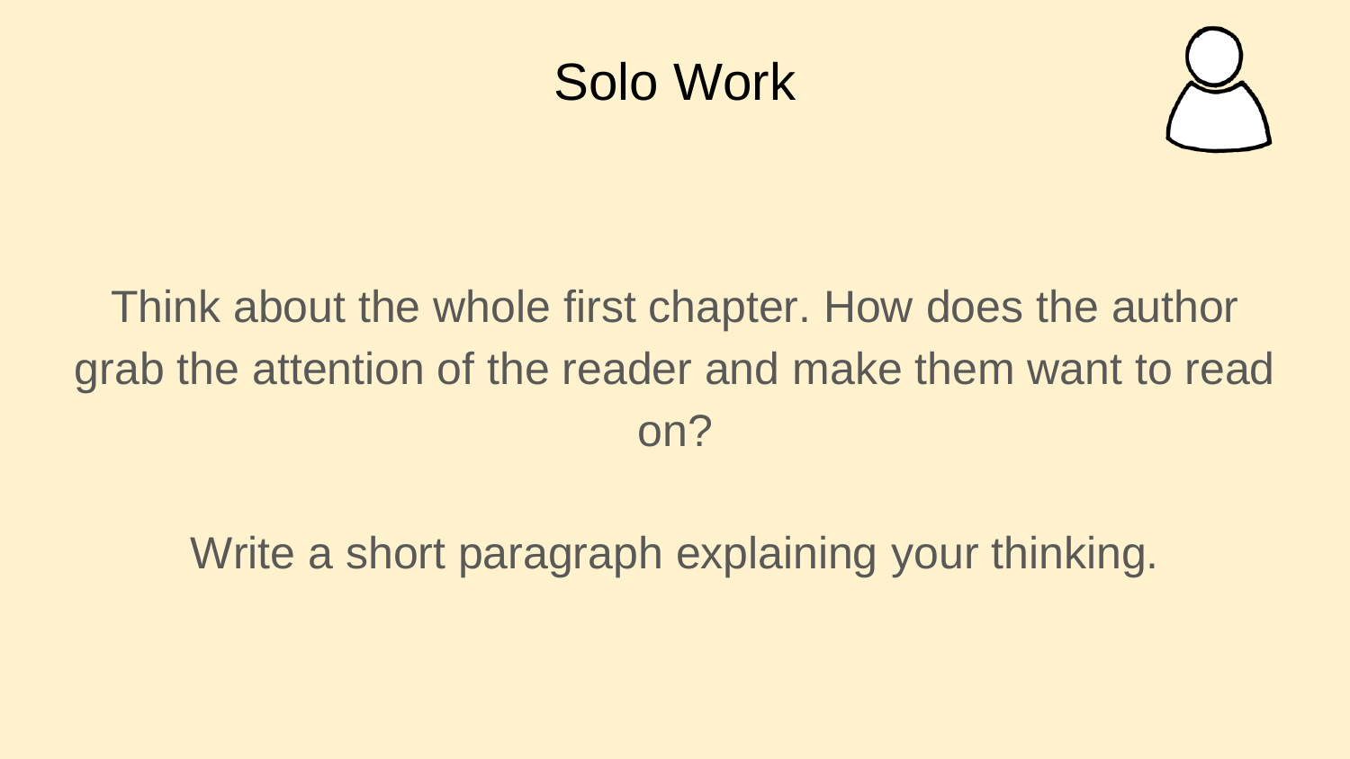# Solo Work

Think about the whole first chapter. How does the author grab the attention of the reader and make them want to read on?

Write a short paragraph explaining your thinking.